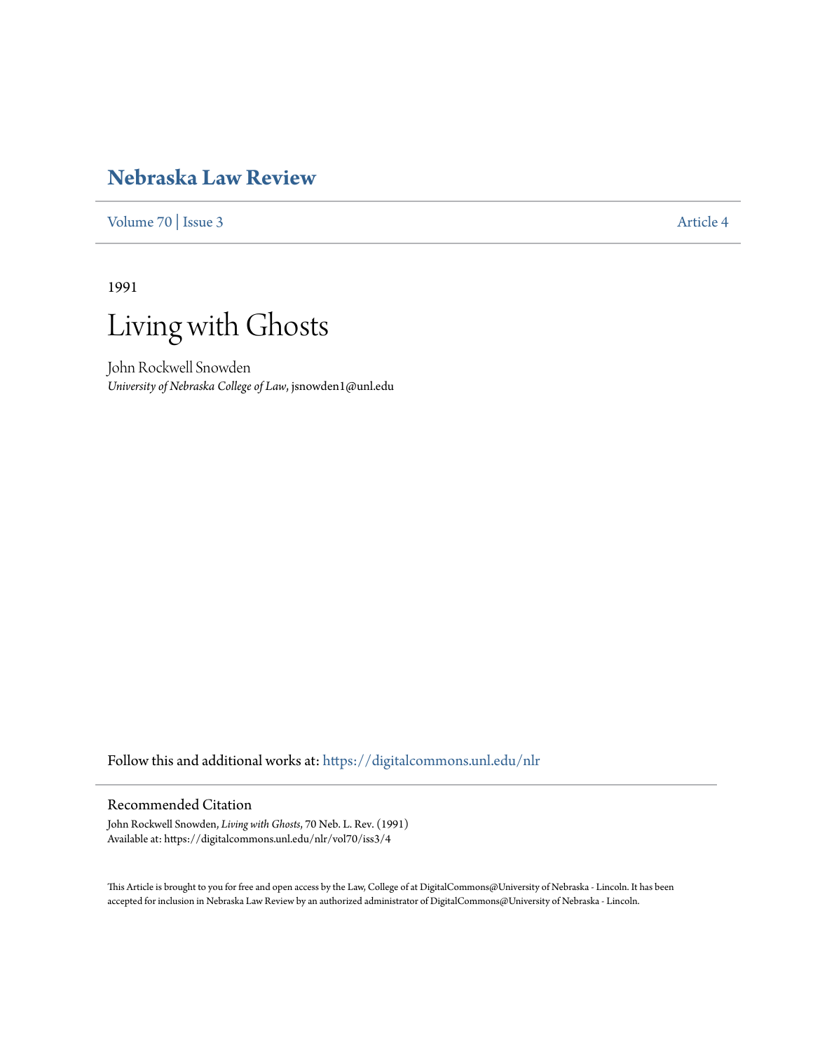# Nebraska Law Review

Volume 70 | Issue 3 Article 4

1991

# Living with Ghosts

John Rockwell Snowden
*University of Nebraska College of Law*, jsnowden1@unl.edu

Follow this and additional works at: https://digitalcommons.unl.edu/nlr

## Recommended Citation

John Rockwell Snowden, *Living with Ghosts*, 70 Neb. L. Rev. (1991)
Available at: https://digitalcommons.unl.edu/nlr/vol70/iss3/4

This Article is brought to you for free and open access by the Law, College of at DigitalCommons@University of Nebraska - Lincoln. It has been accepted for inclusion in Nebraska Law Review by an authorized administrator of DigitalCommons@University of Nebraska - Lincoln.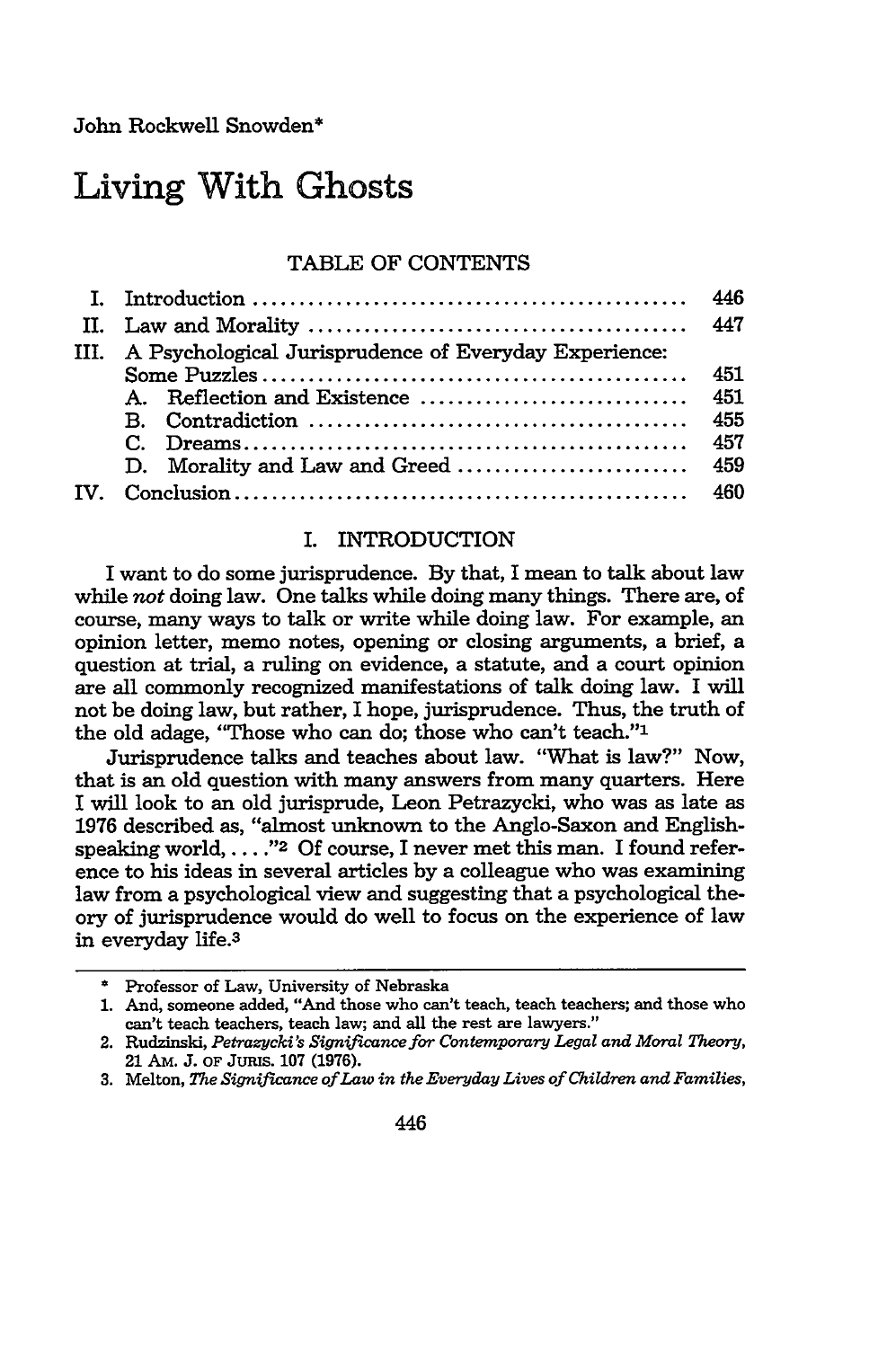John Rockwell Snowden*

# Living With Ghosts

TABLE OF CONTENTS

| | | |
|---|---|---|
| I. | Introduction | 446 |
| II. | Law and Morality | 447 |
| III. | A Psychological Jurisprudence of Everyday Experience: Some Puzzles | 451 |
| | A. Reflection and Existence | 451 |
| | B. Contradiction | 455 |
| | C. Dreams | 457 |
| | D. Morality and Law and Greed | 459 |
| IV. | Conclusion | 460 |

## I. INTRODUCTION

I want to do some jurisprudence. By that, I mean to talk about law while *not* doing law. One talks while doing many things. There are, of course, many ways to talk or write while doing law. For example, an opinion letter, memo notes, opening or closing arguments, a brief, a question at trial, a ruling on evidence, a statute, and a court opinion are all commonly recognized manifestations of talk doing law. I will not be doing law, but rather, I hope, jurisprudence. Thus, the truth of the old adage, "Those who can do; those who can't teach."[1]

Jurisprudence talks and teaches about law. "What is law?" Now, that is an old question with many answers from many quarters. Here I will look to an old jurisprude, Leon Petrazycki, who was as late as 1976 described as, "almost unknown to the Anglo-Saxon and English-speaking world, . . . ."[2] Of course, I never met this man. I found reference to his ideas in several articles by a colleague who was examining law from a psychological view and suggesting that a psychological theory of jurisprudence would do well to focus on the experience of law in everyday life.[3]

---

\* Professor of Law, University of Nebraska

1. And, someone added, "And those who can't teach, teach teachers; and those who can't teach teachers, teach law; and all the rest are lawyers."

2. Rudzinski, *Petrazycki's Significance for Contemporary Legal and Moral Theory*, 21 Am. J. of Juris. 107 (1976).

3. Melton, *The Significance of Law in the Everyday Lives of Children and Families*,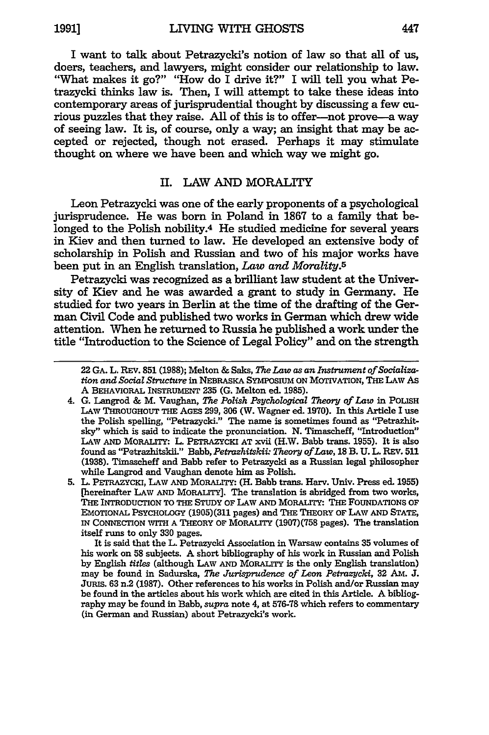I want to talk about Petrazycki's notion of law so that all of us, doers, teachers, and lawyers, might consider our relationship to law. "What makes it go?" "How do I drive it?" I will tell you what Petrazycki thinks law is. Then, I will attempt to take these ideas into contemporary areas of jurisprudential thought by discussing a few curious puzzles that they raise. All of this is to offer—not prove—a way of seeing law. It is, of course, only a way; an insight that may be accepted or rejected, though not erased. Perhaps it may stimulate thought on where we have been and which way we might go.

## II. LAW AND MORALITY

Leon Petrazycki was one of the early proponents of a psychological jurisprudence. He was born in Poland in 1867 to a family that belonged to the Polish nobility.[4] He studied medicine for several years in Kiev and then turned to law. He developed an extensive body of scholarship in Polish and Russian and two of his major works have been put in an English translation, *Law and Morality*.[5]

Petrazycki was recognized as a brilliant law student at the University of Kiev and he was awarded a grant to study in Germany. He studied for two years in Berlin at the time of the drafting of the German Civil Code and published two works in German which drew wide attention. When he returned to Russia he published a work under the title "Introduction to the Science of Legal Policy" and on the strength

---

22 GA. L. REV. 851 (1988); Melton & Saks, *The Law as an Instrument of Socialization and Social Structure* in NEBRASKA SYMPOSIUM ON MOTIVATION, THE LAW AS A BEHAVIORAL INSTRUMENT 235 (G. Melton ed. 1985).

4. G. Langrod & M. Vaughan, *The Polish Psychological Theory of Law* in POLISH LAW THROUGHOUT THE AGES 299, 306 (W. Wagner ed. 1970). In this Article I use the Polish spelling, "Petrazycki." The name is sometimes found as "Petrazhitsky" which is said to indicate the pronunciation. N. Timascheff, "Introduction" LAW AND MORALITY: L. PETRAZYCKI AT xvii (H.W. Babb trans. 1955). It is also found as "Petrazhitskii." Babb, *Petrazhitskii: Theory of Law*, 18 B. U. L. REV. 511 (1938). Timascheff and Babb refer to Petrazycki as a Russian legal philosopher while Langrod and Vaughan denote him as Polish.

5. L. PETRAZYCKI, LAW AND MORALITY: (H. Babb trans. Harv. Univ. Press ed. 1955) [hereinafter LAW AND MORALITY]. The translation is abridged from two works, THE INTRODUCTION TO THE STUDY OF LAW AND MORALITY: THE FOUNDATIONS OF EMOTIONAL PSYCHOLOGY (1905)(311 pages) and THE THEORY OF LAW AND STATE, IN CONNECTION WITH A THEORY OF MORALITY (1907)(758 pages). The translation itself runs to only 330 pages.

It is said that the L. Petrazycki Association in Warsaw contains 35 volumes of his work on 58 subjects. A short bibliography of his work in Russian and Polish by English *titles* (although LAW AND MORALITY is the only English translation) may be found in Sadurska, *The Jurisprudence of Leon Petrazycki*, 32 AM. J. JURIS. 63 n.2 (1987). Other references to his works in Polish and/or Russian may be found in the articles about his work which are cited in this Article. A bibliography may be found in Babb, *supra* note 4, at 576-78 which refers to commentary (in German and Russian) about Petrazycki's work.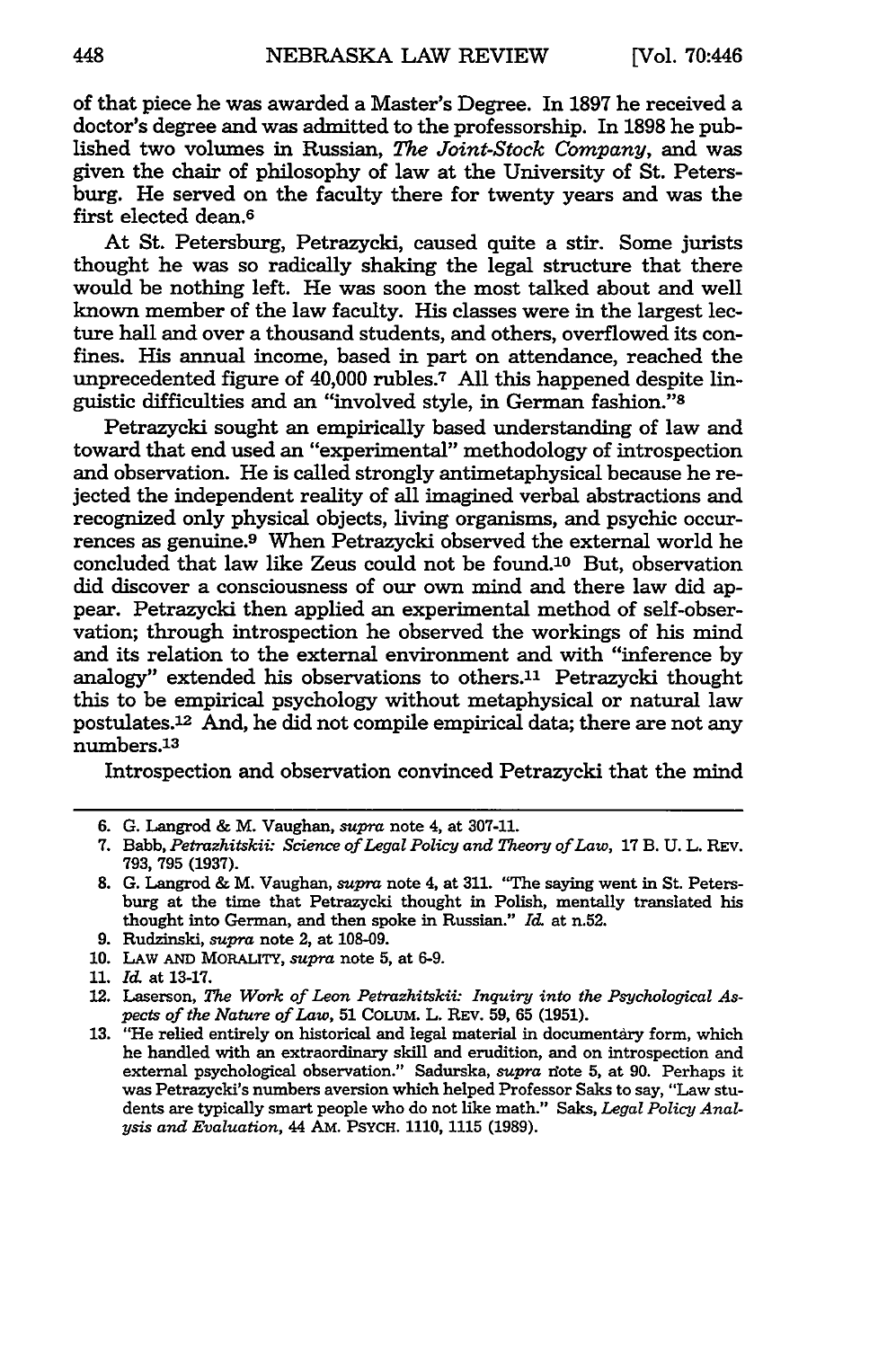of that piece he was awarded a Master's Degree. In 1897 he received a doctor's degree and was admitted to the professorship. In 1898 he published two volumes in Russian, *The Joint-Stock Company*, and was given the chair of philosophy of law at the University of St. Petersburg. He served on the faculty there for twenty years and was the first elected dean.[6]

At St. Petersburg, Petrazycki, caused quite a stir. Some jurists thought he was so radically shaking the legal structure that there would be nothing left. He was soon the most talked about and well known member of the law faculty. His classes were in the largest lecture hall and over a thousand students, and others, overflowed its confines. His annual income, based in part on attendance, reached the unprecedented figure of 40,000 rubles.[7] All this happened despite linguistic difficulties and an "involved style, in German fashion."[8]

Petrazycki sought an empirically based understanding of law and toward that end used an "experimental" methodology of introspection and observation. He is called strongly antimetaphysical because he rejected the independent reality of all imagined verbal abstractions and recognized only physical objects, living organisms, and psychic occurrences as genuine.[9] When Petrazycki observed the external world he concluded that law like Zeus could not be found.[10] But, observation did discover a consciousness of our own mind and there law did appear. Petrazycki then applied an experimental method of self-observation; through introspection he observed the workings of his mind and its relation to the external environment and with "inference by analogy" extended his observations to others.[11] Petrazycki thought this to be empirical psychology without metaphysical or natural law postulates.[12] And, he did not compile empirical data; there are not any numbers.[13]

Introspection and observation convinced Petrazycki that the mind

---

6. G. Langrod & M. Vaughan, *supra* note 4, at 307-11.
7. Babb, *Petrazhitskii: Science of Legal Policy and Theory of Law*, 17 B. U. L. REV. 793, 795 (1937).
8. G. Langrod & M. Vaughan, *supra* note 4, at 311. "The saying went in St. Petersburg at the time that Petrazycki thought in Polish, mentally translated his thought into German, and then spoke in Russian." *Id.* at n.52.
9. Rudzinski, *supra* note 2, at 108-09.
10. LAW AND MORALITY, *supra* note 5, at 6-9.
11. *Id.* at 13-17.
12. Laserson, *The Work of Leon Petrazhitskii: Inquiry into the Psychological Aspects of the Nature of Law*, 51 COLUM. L. REV. 59, 65 (1951).
13. "He relied entirely on historical and legal material in documentary form, which he handled with an extraordinary skill and erudition, and on introspection and external psychological observation." Sadurska, *supra* note 5, at 90. Perhaps it was Petrazycki's numbers aversion which helped Professor Saks to say, "Law students are typically smart people who do not like math." Saks, *Legal Policy Analysis and Evaluation*, 44 AM. PSYCH. 1110, 1115 (1989).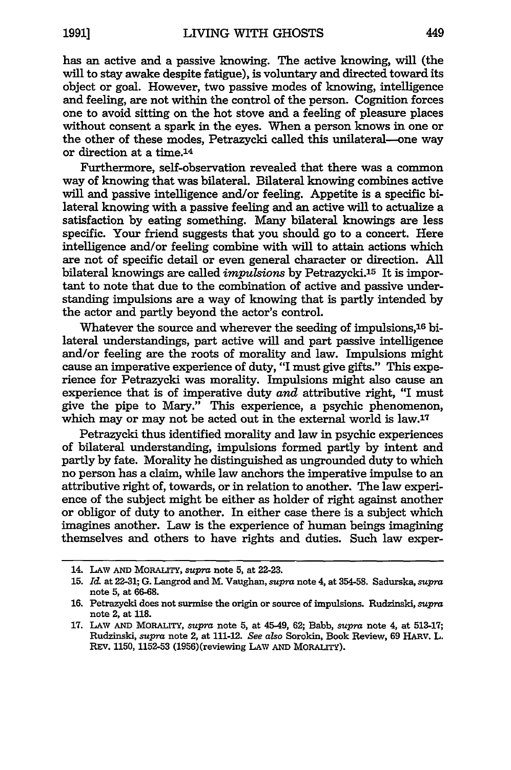has an active and a passive knowing. The active knowing, will (the will to stay awake despite fatigue), is voluntary and directed toward its object or goal. However, two passive modes of knowing, intelligence and feeling, are not within the control of the person. Cognition forces one to avoid sitting on the hot stove and a feeling of pleasure places without consent a spark in the eyes. When a person knows in one or the other of these modes, Petrazycki called this unilateral—one way or direction at a time.[14]

Furthermore, self-observation revealed that there was a common way of knowing that was bilateral. Bilateral knowing combines active will and passive intelligence and/or feeling. Appetite is a specific bilateral knowing with a passive feeling and an active will to actualize a satisfaction by eating something. Many bilateral knowings are less specific. Your friend suggests that you should go to a concert. Here intelligence and/or feeling combine with will to attain actions which are not of specific detail or even general character or direction. All bilateral knowings are called *impulsions* by Petrazycki.[15] It is important to note that due to the combination of active and passive understanding impulsions are a way of knowing that is partly intended by the actor and partly beyond the actor's control.

Whatever the source and wherever the seeding of impulsions,[16] bilateral understandings, part active will and part passive intelligence and/or feeling are the roots of morality and law. Impulsions might cause an imperative experience of duty, "I must give gifts." This experience for Petrazycki was morality. Impulsions might also cause an experience that is of imperative duty *and* attributive right, "I must give the pipe to Mary." This experience, a psychic phenomenon, which may or may not be acted out in the external world is law.[17]

Petrazycki thus identified morality and law in psychic experiences of bilateral understanding, impulsions formed partly by intent and partly by fate. Morality he distinguished as ungrounded duty to which no person has a claim, while law anchors the imperative impulse to an attributive right of, towards, or in relation to another. The law experience of the subject might be either as holder of right against another or obligor of duty to another. In either case there is a subject which imagines another. Law is the experience of human beings imagining themselves and others to have rights and duties. Such law exper-

---

14. LAW AND MORALITY, *supra* note 5, at 22-23.

15. *Id.* at 22-31; G. Langrod and M. Vaughan, *supra* note 4, at 354-58. Sadurska, *supra* note 5, at 66-68.

16. Petrazycki does not surmise the origin or source of impulsions. Rudzinski, *supra* note 2, at 118.

17. LAW AND MORALITY, *supra* note 5, at 45-49, 62; Babb, *supra* note 4, at 513-17; Rudzinski, *supra* note 2, at 111-12. *See also* Sorokin, Book Review, 69 HARV. L. REV. 1150, 1152-53 (1956)(reviewing LAW AND MORALITY).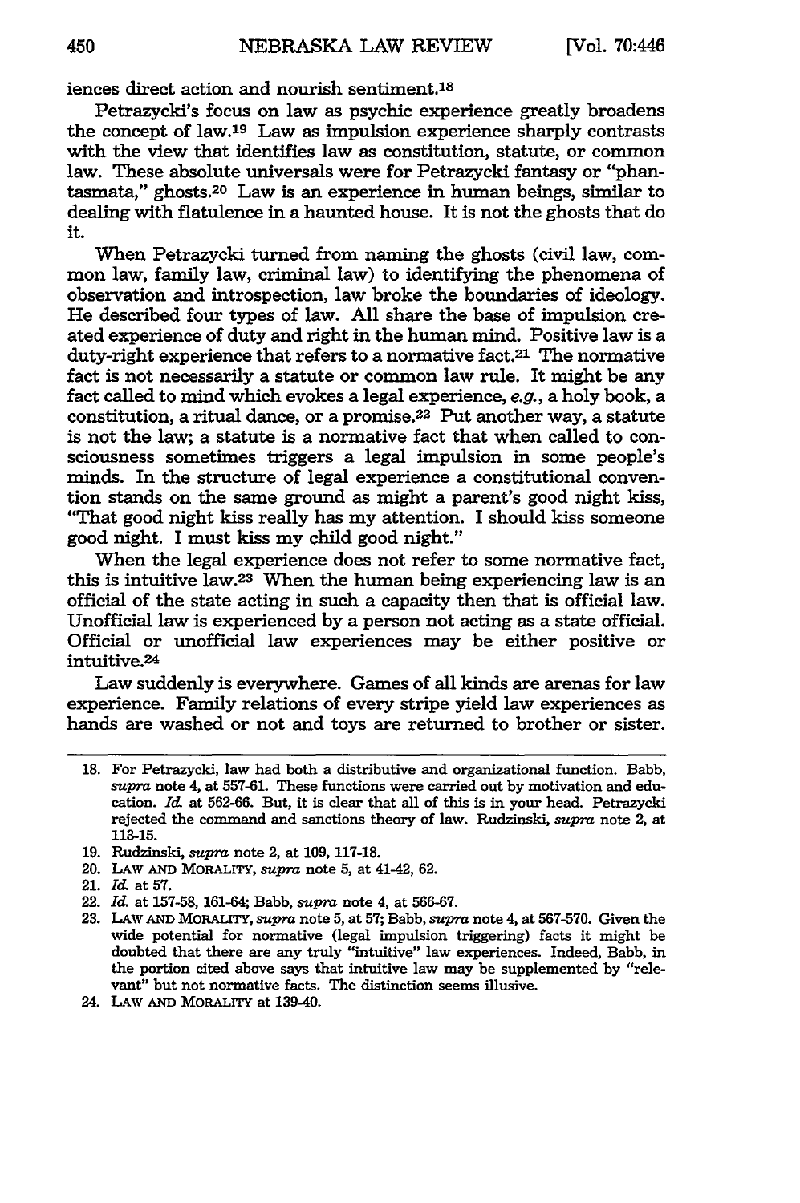iences direct action and nourish sentiment.[18]

Petrazycki's focus on law as psychic experience greatly broadens the concept of law.[19] Law as impulsion experience sharply contrasts with the view that identifies law as constitution, statute, or common law. These absolute universals were for Petrazycki fantasy or "phantasmata," ghosts.[20] Law is an experience in human beings, similar to dealing with flatulence in a haunted house. It is not the ghosts that do it.

When Petrazycki turned from naming the ghosts (civil law, common law, family law, criminal law) to identifying the phenomena of observation and introspection, law broke the boundaries of ideology. He described four types of law. All share the base of impulsion created experience of duty and right in the human mind. Positive law is a duty-right experience that refers to a normative fact.[21] The normative fact is not necessarily a statute or common law rule. It might be any fact called to mind which evokes a legal experience, *e.g.*, a holy book, a constitution, a ritual dance, or a promise.[22] Put another way, a statute is not the law; a statute is a normative fact that when called to consciousness sometimes triggers a legal impulsion in some people's minds. In the structure of legal experience a constitutional convention stands on the same ground as might a parent's good night kiss, "That good night kiss really has my attention. I should kiss someone good night. I must kiss my child good night."

When the legal experience does not refer to some normative fact, this is intuitive law.[23] When the human being experiencing law is an official of the state acting in such a capacity then that is official law. Unofficial law is experienced by a person not acting as a state official. Official or unofficial law experiences may be either positive or intuitive.[24]

Law suddenly is everywhere. Games of all kinds are arenas for law experience. Family relations of every stripe yield law experiences as hands are washed or not and toys are returned to brother or sister.

---

18. For Petrazycki, law had both a distributive and organizational function. Babb, *supra* note 4, at 557-61. These functions were carried out by motivation and education. *Id.* at 562-66. But, it is clear that all of this is in your head. Petrazycki rejected the command and sanctions theory of law. Rudzinski, *supra* note 2, at 113-15.
19. Rudzinski, *supra* note 2, at 109, 117-18.
20. LAW AND MORALITY, *supra* note 5, at 41-42, 62.
21. *Id.* at 57.
22. *Id.* at 157-58, 161-64; Babb, *supra* note 4, at 566-67.
23. LAW AND MORALITY, *supra* note 5, at 57; Babb, *supra* note 4, at 567-570. Given the wide potential for normative (legal impulsion triggering) facts it might be doubted that there are any truly "intuitive" law experiences. Indeed, Babb, in the portion cited above says that intuitive law may be supplemented by "relevant" but not normative facts. The distinction seems illusive.
24. LAW AND MORALITY at 139-40.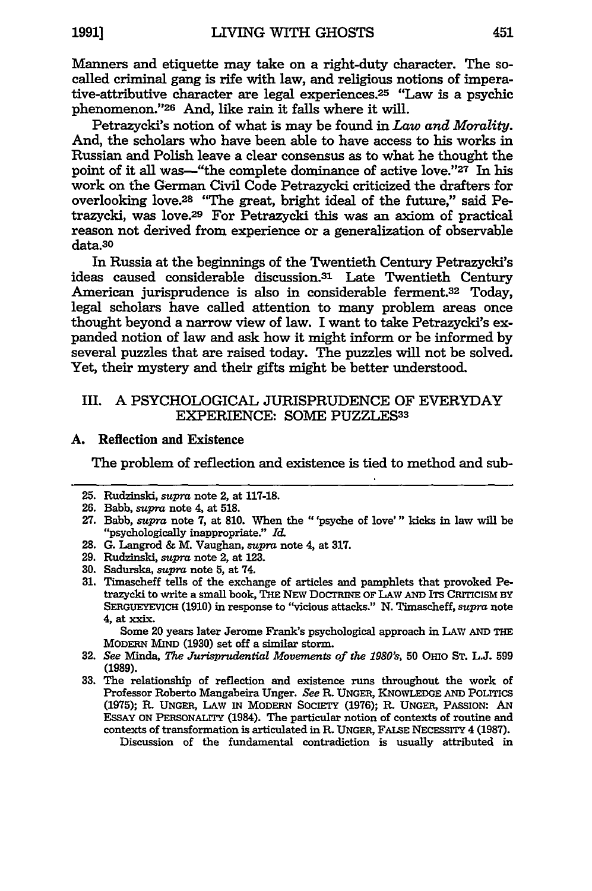Manners and etiquette may take on a right-duty character. The so-called criminal gang is rife with law, and religious notions of imperative-attributive character are legal experiences.[25] "Law is a psychic phenomenon."[26] And, like rain it falls where it will.

Petrazycki's notion of what is may be found in *Law and Morality*. And, the scholars who have been able to have access to his works in Russian and Polish leave a clear consensus as to what he thought the point of it all was—"the complete dominance of active love."[27] In his work on the German Civil Code Petrazycki criticized the drafters for overlooking love.[28] "The great, bright ideal of the future," said Petrazycki, was love.[29] For Petrazycki this was an axiom of practical reason not derived from experience or a generalization of observable data.[30]

In Russia at the beginnings of the Twentieth Century Petrazycki's ideas caused considerable discussion.[31] Late Twentieth Century American jurisprudence is also in considerable ferment.[32] Today, legal scholars have called attention to many problem areas once thought beyond a narrow view of law. I want to take Petrazycki's expanded notion of law and ask how it might inform or be informed by several puzzles that are raised today. The puzzles will not be solved. Yet, their mystery and their gifts might be better understood.

## III. A PSYCHOLOGICAL JURISPRUDENCE OF EVERYDAY EXPERIENCE: SOME PUZZLES[33]

### A. Reflection and Existence

The problem of reflection and existence is tied to method and sub-

---

25. Rudzinski, *supra* note 2, at 117-18.
26. Babb, *supra* note 4, at 518.
27. Babb, *supra* note 7, at 810. When the "'psyche of love'" kicks in law will be "psychologically inappropriate." *Id.*
28. G. Langrod & M. Vaughan, *supra* note 4, at 317.
29. Rudzinski, *supra* note 2, at 123.
30. Sadurska, *supra* note 5, at 74.
31. Timascheff tells of the exchange of articles and pamphlets that provoked Petrazycki to write a small book, THE NEW DOCTRINE OF LAW AND ITS CRITICISM BY SERGUEYEVICH (1910) in response to "vicious attacks." N. Timascheff, *supra* note 4, at xxix.

    Some 20 years later Jerome Frank's psychological approach in LAW AND THE MODERN MIND (1930) set off a similar storm.
32. *See* Minda, *The Jurisprudential Movements of the 1980's*, 50 OHIO ST. L.J. 599 (1989).
33. The relationship of reflection and existence runs throughout the work of Professor Roberto Mangabeira Unger. *See* R. UNGER, KNOWLEDGE AND POLITICS (1975); R. UNGER, LAW IN MODERN SOCIETY (1976); R. UNGER, PASSION: AN ESSAY ON PERSONALITY (1984). The particular notion of contexts of routine and contexts of transformation is articulated in R. UNGER, FALSE NECESSITY 4 (1987).

    Discussion of the fundamental contradiction is usually attributed in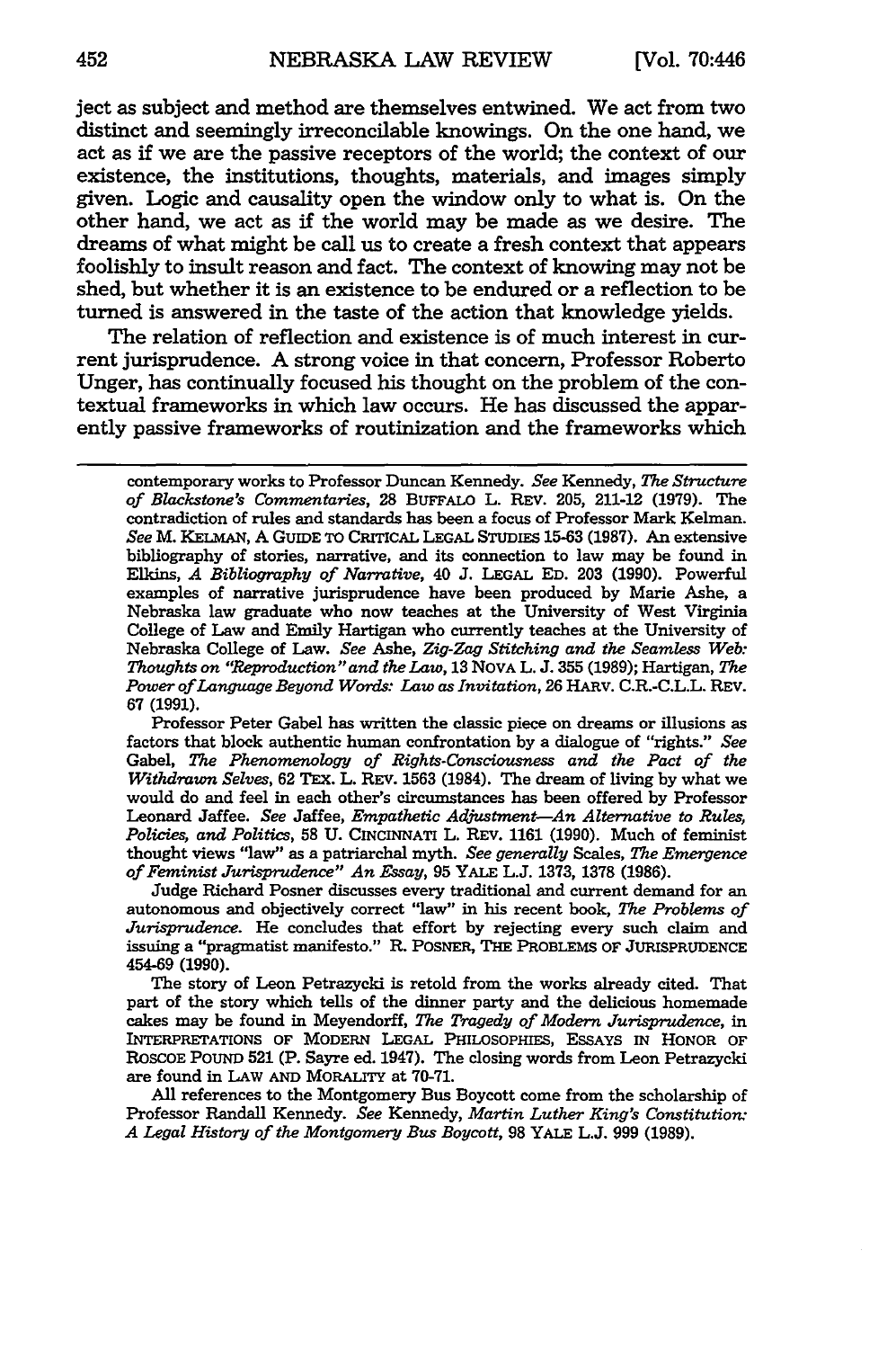ject as subject and method are themselves entwined. We act from two distinct and seemingly irreconcilable knowings. On the one hand, we act as if we are the passive receptors of the world; the context of our existence, the institutions, thoughts, materials, and images simply given. Logic and causality open the window only to what is. On the other hand, we act as if the world may be made as we desire. The dreams of what might be call us to create a fresh context that appears foolishly to insult reason and fact. The context of knowing may not be shed, but whether it is an existence to be endured or a reflection to be turned is answered in the taste of the action that knowledge yields.

The relation of reflection and existence is of much interest in current jurisprudence. A strong voice in that concern, Professor Roberto Unger, has continually focused his thought on the problem of the contextual frameworks in which law occurs. He has discussed the apparently passive frameworks of routinization and the frameworks which

---

contemporary works to Professor Duncan Kennedy. *See* Kennedy, *The Structure of Blackstone's Commentaries*, 28 BUFFALO L. REV. 205, 211-12 (1979). The contradiction of rules and standards has been a focus of Professor Mark Kelman. *See* M. KELMAN, A GUIDE TO CRITICAL LEGAL STUDIES 15-63 (1987). An extensive bibliography of stories, narrative, and its connection to law may be found in Elkins, *A Bibliography of Narrative*, 40 J. LEGAL ED. 203 (1990). Powerful examples of narrative jurisprudence have been produced by Marie Ashe, a Nebraska law graduate who now teaches at the University of West Virginia College of Law and Emily Hartigan who currently teaches at the University of Nebraska College of Law. *See* Ashe, *Zig-Zag Stitching and the Seamless Web: Thoughts on "Reproduction" and the Law*, 13 NOVA L. J. 355 (1989); Hartigan, *The Power of Language Beyond Words: Law as Invitation*, 26 HARV. C.R.-C.L.L. REV. 67 (1991).

Professor Peter Gabel has written the classic piece on dreams or illusions as factors that block authentic human confrontation by a dialogue of "rights." *See* Gabel, *The Phenomenology of Rights-Consciousness and the Pact of the Withdrawn Selves*, 62 TEX. L. REV. 1563 (1984). The dream of living by what we would do and feel in each other's circumstances has been offered by Professor Leonard Jaffee. *See* Jaffee, *Empathetic Adjustment—An Alternative to Rules, Policies, and Politics*, 58 U. CINCINNATI L. REV. 1161 (1990). Much of feminist thought views "law" as a patriarchal myth. *See generally* Scales, *The Emergence of Feminist Jurisprudence" An Essay*, 95 YALE L.J. 1373, 1378 (1986).

Judge Richard Posner discusses every traditional and current demand for an autonomous and objectively correct "law" in his recent book, *The Problems of Jurisprudence*. He concludes that effort by rejecting every such claim and issuing a "pragmatist manifesto." R. POSNER, THE PROBLEMS OF JURISPRUDENCE 454-69 (1990).

The story of Leon Petrazycki is retold from the works already cited. That part of the story which tells of the dinner party and the delicious homemade cakes may be found in Meyendorff, *The Tragedy of Modern Jurisprudence*, in INTERPRETATIONS OF MODERN LEGAL PHILOSOPHIES, ESSAYS IN HONOR OF ROSCOE POUND 521 (P. Sayre ed. 1947). The closing words from Leon Petrazycki are found in LAW AND MORALITY at 70-71.

All references to the Montgomery Bus Boycott come from the scholarship of Professor Randall Kennedy. *See* Kennedy, *Martin Luther King's Constitution: A Legal History of the Montgomery Bus Boycott*, 98 YALE L.J. 999 (1989).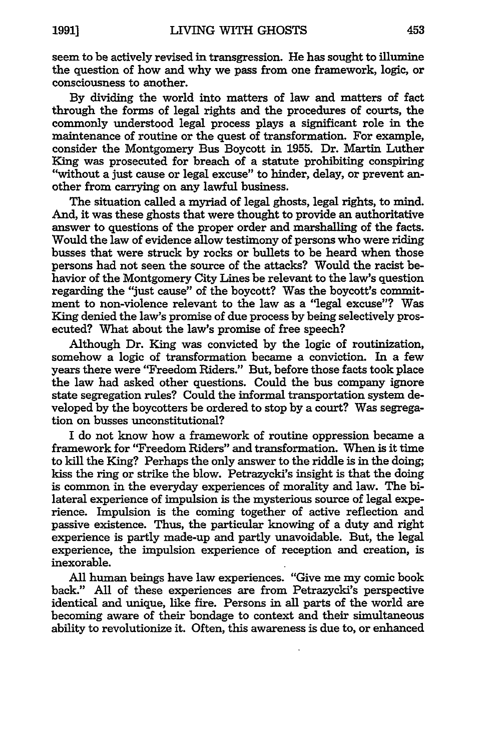seem to be actively revised in transgression. He has sought to illumine the question of how and why we pass from one framework, logic, or consciousness to another.

By dividing the world into matters of law and matters of fact through the forms of legal rights and the procedures of courts, the commonly understood legal process plays a significant role in the maintenance of routine or the quest of transformation. For example, consider the Montgomery Bus Boycott in 1955. Dr. Martin Luther King was prosecuted for breach of a statute prohibiting conspiring "without a just cause or legal excuse" to hinder, delay, or prevent another from carrying on any lawful business.

The situation called a myriad of legal ghosts, legal rights, to mind. And, it was these ghosts that were thought to provide an authoritative answer to questions of the proper order and marshalling of the facts. Would the law of evidence allow testimony of persons who were riding busses that were struck by rocks or bullets to be heard when those persons had not seen the source of the attacks? Would the racist behavior of the Montgomery City Lines be relevant to the law's question regarding the "just cause" of the boycott? Was the boycott's commitment to non-violence relevant to the law as a "legal excuse"? Was King denied the law's promise of due process by being selectively prosecuted? What about the law's promise of free speech?

Although Dr. King was convicted by the logic of routinization, somehow a logic of transformation became a conviction. In a few years there were "Freedom Riders." But, before those facts took place the law had asked other questions. Could the bus company ignore state segregation rules? Could the informal transportation system developed by the boycotters be ordered to stop by a court? Was segregation on busses unconstitutional?

I do not know how a framework of routine oppression became a framework for "Freedom Riders" and transformation. When is it time to kill the King? Perhaps the only answer to the riddle is in the doing; kiss the ring or strike the blow. Petrazycki's insight is that the doing is common in the everyday experiences of morality and law. The bilateral experience of impulsion is the mysterious source of legal experience. Impulsion is the coming together of active reflection and passive existence. Thus, the particular knowing of a duty and right experience is partly made-up and partly unavoidable. But, the legal experience, the impulsion experience of reception and creation, is inexorable.

All human beings have law experiences. "Give me my comic book back." All of these experiences are from Petrazycki's perspective identical and unique, like fire. Persons in all parts of the world are becoming aware of their bondage to context and their simultaneous ability to revolutionize it. Often, this awareness is due to, or enhanced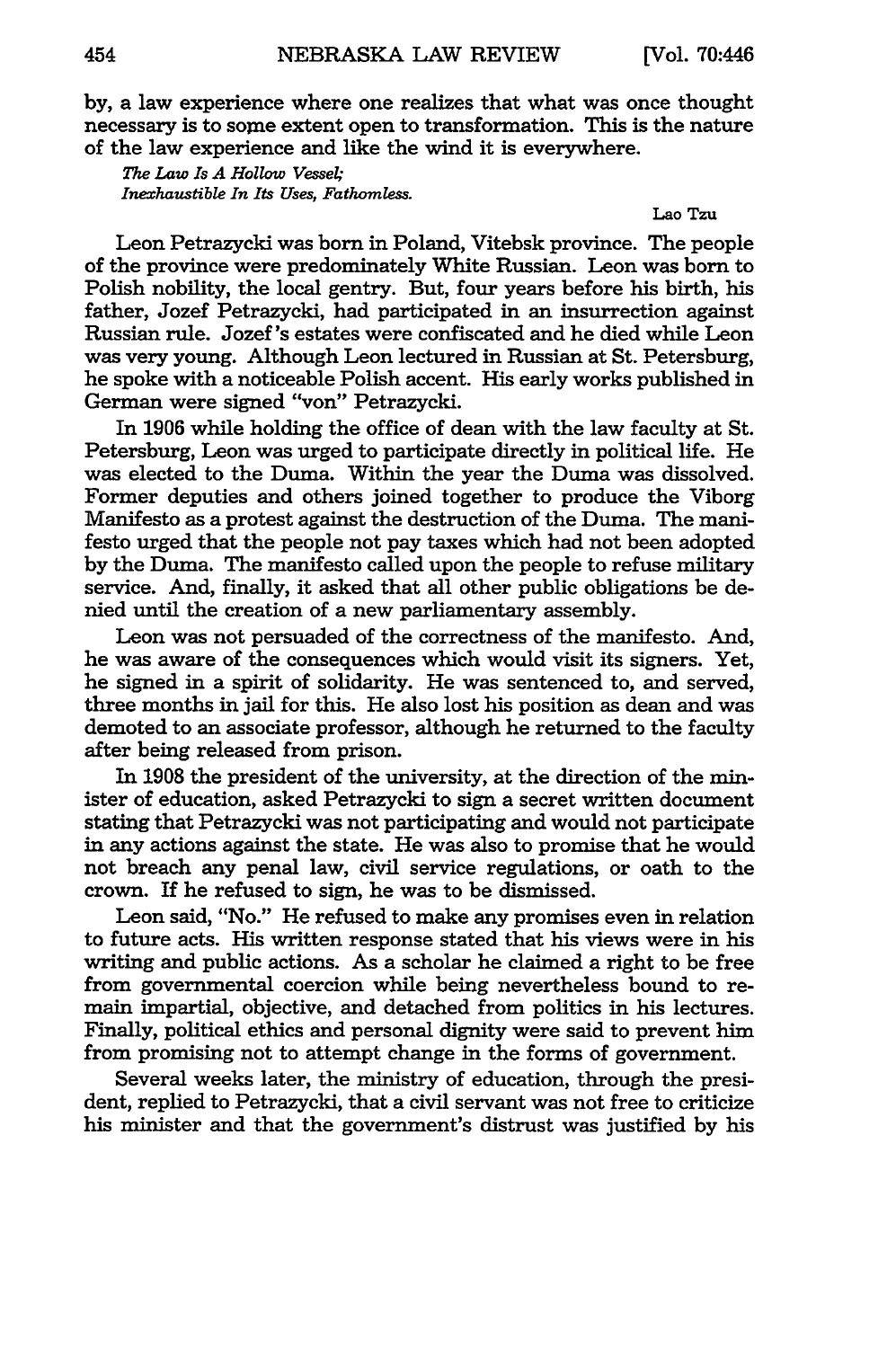by, a law experience where one realizes that what was once thought necessary is to some extent open to transformation. This is the nature of the law experience and like the wind it is everywhere.

*The Law Is A Hollow Vessel;*
*Inexhaustible In Its Uses, Fathomless.*

Lao Tzu

Leon Petrazycki was born in Poland, Vitebsk province. The people of the province were predominately White Russian. Leon was born to Polish nobility, the local gentry. But, four years before his birth, his father, Jozef Petrazycki, had participated in an insurrection against Russian rule. Jozef's estates were confiscated and he died while Leon was very young. Although Leon lectured in Russian at St. Petersburg, he spoke with a noticeable Polish accent. His early works published in German were signed "von" Petrazycki.

In 1906 while holding the office of dean with the law faculty at St. Petersburg, Leon was urged to participate directly in political life. He was elected to the Duma. Within the year the Duma was dissolved. Former deputies and others joined together to produce the Viborg Manifesto as a protest against the destruction of the Duma. The manifesto urged that the people not pay taxes which had not been adopted by the Duma. The manifesto called upon the people to refuse military service. And, finally, it asked that all other public obligations be denied until the creation of a new parliamentary assembly.

Leon was not persuaded of the correctness of the manifesto. And, he was aware of the consequences which would visit its signers. Yet, he signed in a spirit of solidarity. He was sentenced to, and served, three months in jail for this. He also lost his position as dean and was demoted to an associate professor, although he returned to the faculty after being released from prison.

In 1908 the president of the university, at the direction of the minister of education, asked Petrazycki to sign a secret written document stating that Petrazycki was not participating and would not participate in any actions against the state. He was also to promise that he would not breach any penal law, civil service regulations, or oath to the crown. If he refused to sign, he was to be dismissed.

Leon said, "No." He refused to make any promises even in relation to future acts. His written response stated that his views were in his writing and public actions. As a scholar he claimed a right to be free from governmental coercion while being nevertheless bound to remain impartial, objective, and detached from politics in his lectures. Finally, political ethics and personal dignity were said to prevent him from promising not to attempt change in the forms of government.

Several weeks later, the ministry of education, through the president, replied to Petrazycki, that a civil servant was not free to criticize his minister and that the government's distrust was justified by his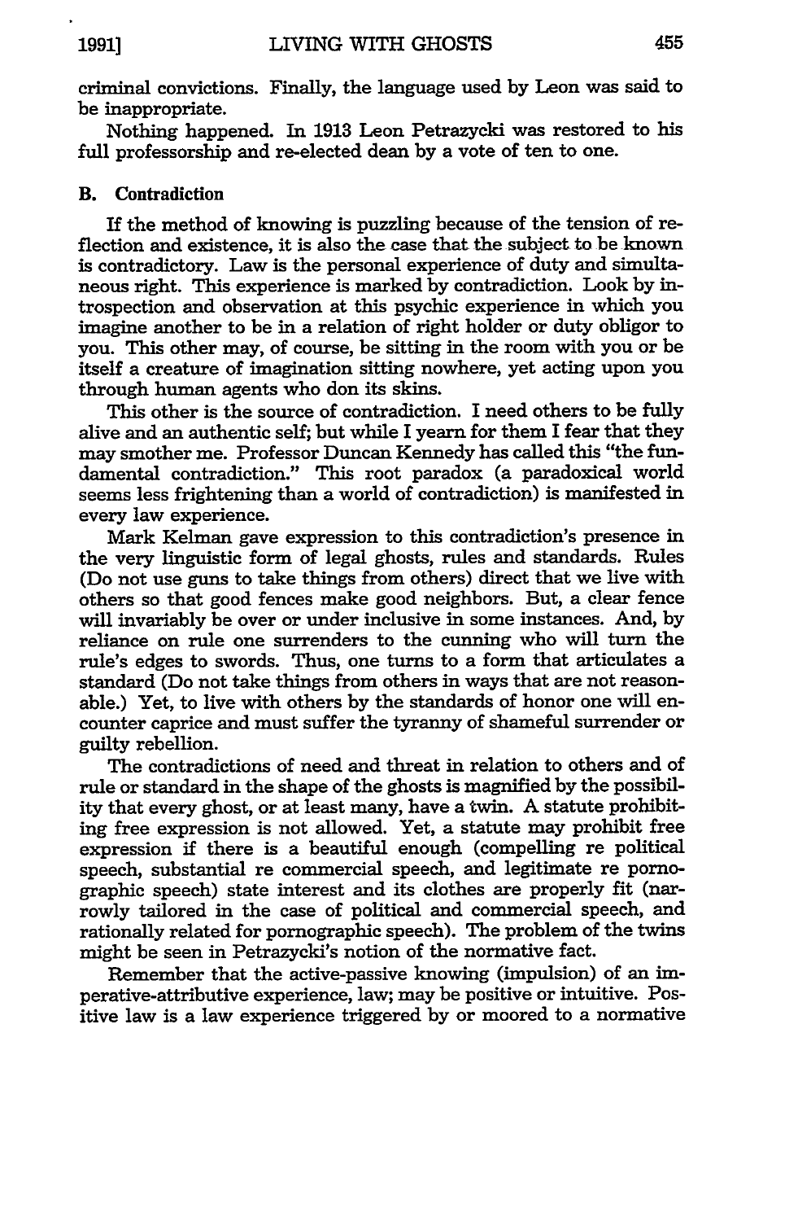criminal convictions. Finally, the language used by Leon was said to be inappropriate.

Nothing happened. In 1913 Leon Petrazycki was restored to his full professorship and re-elected dean by a vote of ten to one.

### B. Contradiction

If the method of knowing is puzzling because of the tension of reflection and existence, it is also the case that the subject to be known is contradictory. Law is the personal experience of duty and simultaneous right. This experience is marked by contradiction. Look by introspection and observation at this psychic experience in which you imagine another to be in a relation of right holder or duty obligor to you. This other may, of course, be sitting in the room with you or be itself a creature of imagination sitting nowhere, yet acting upon you through human agents who don its skins.

This other is the source of contradiction. I need others to be fully alive and an authentic self; but while I yearn for them I fear that they may smother me. Professor Duncan Kennedy has called this "the fundamental contradiction." This root paradox (a paradoxical world seems less frightening than a world of contradiction) is manifested in every law experience.

Mark Kelman gave expression to this contradiction's presence in the very linguistic form of legal ghosts, rules and standards. Rules (Do not use guns to take things from others) direct that we live with others so that good fences make good neighbors. But, a clear fence will invariably be over or under inclusive in some instances. And, by reliance on rule one surrenders to the cunning who will turn the rule's edges to swords. Thus, one turns to a form that articulates a standard (Do not take things from others in ways that are not reasonable.) Yet, to live with others by the standards of honor one will encounter caprice and must suffer the tyranny of shameful surrender or guilty rebellion.

The contradictions of need and threat in relation to others and of rule or standard in the shape of the ghosts is magnified by the possibility that every ghost, or at least many, have a twin. A statute prohibiting free expression is not allowed. Yet, a statute may prohibit free expression if there is a beautiful enough (compelling re political speech, substantial re commercial speech, and legitimate re pornographic speech) state interest and its clothes are properly fit (narrowly tailored in the case of political and commercial speech, and rationally related for pornographic speech). The problem of the twins might be seen in Petrazycki's notion of the normative fact.

Remember that the active-passive knowing (impulsion) of an imperative-attributive experience, law; may be positive or intuitive. Positive law is a law experience triggered by or moored to a normative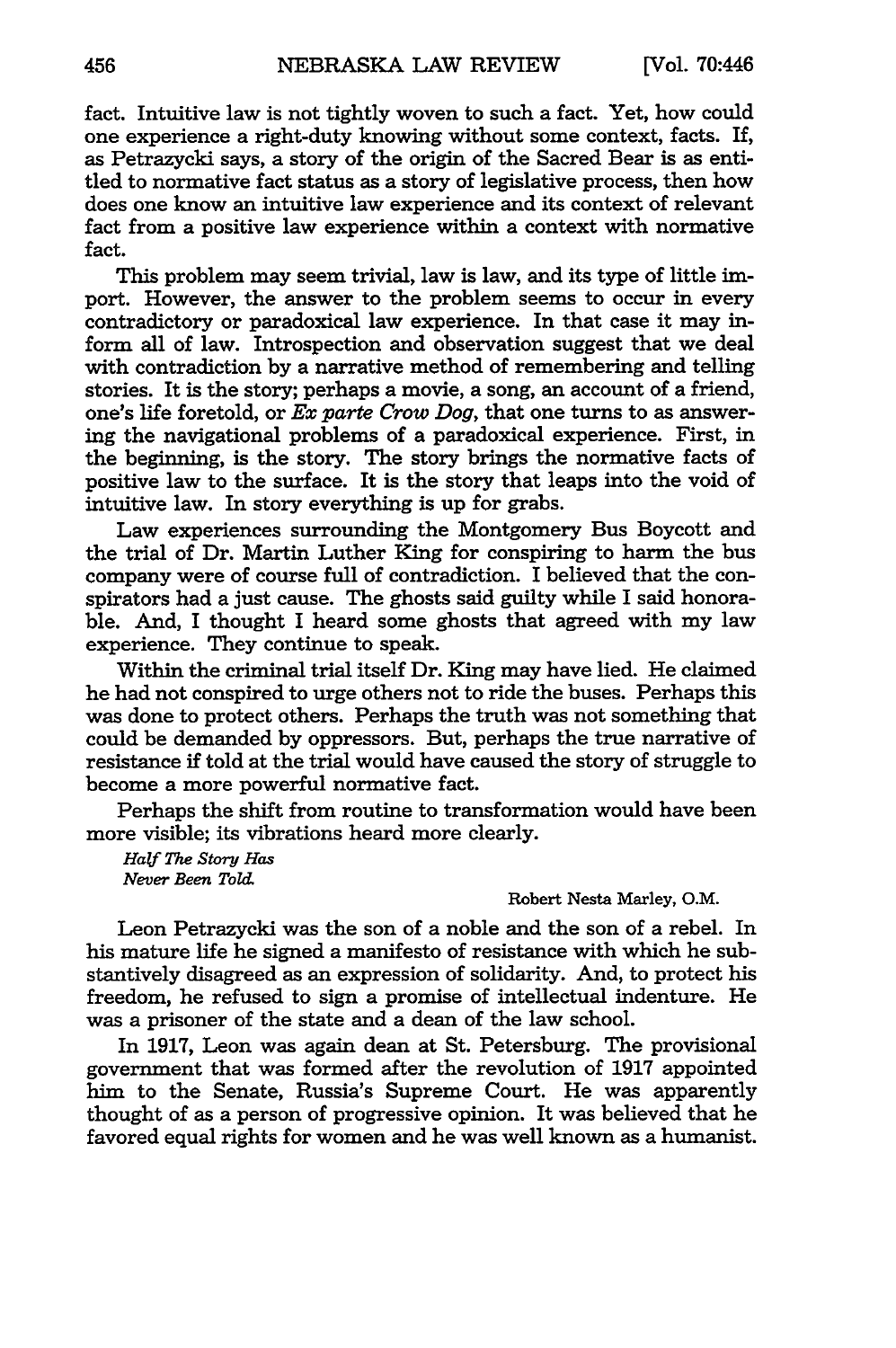fact. Intuitive law is not tightly woven to such a fact. Yet, how could one experience a right-duty knowing without some context, facts. If, as Petrazycki says, a story of the origin of the Sacred Bear is as entitled to normative fact status as a story of legislative process, then how does one know an intuitive law experience and its context of relevant fact from a positive law experience within a context with normative fact.

This problem may seem trivial, law is law, and its type of little import. However, the answer to the problem seems to occur in every contradictory or paradoxical law experience. In that case it may inform all of law. Introspection and observation suggest that we deal with contradiction by a narrative method of remembering and telling stories. It is the story; perhaps a movie, a song, an account of a friend, one's life foretold, or *Ex parte Crow Dog*, that one turns to as answering the navigational problems of a paradoxical experience. First, in the beginning, is the story. The story brings the normative facts of positive law to the surface. It is the story that leaps into the void of intuitive law. In story everything is up for grabs.

Law experiences surrounding the Montgomery Bus Boycott and the trial of Dr. Martin Luther King for conspiring to harm the bus company were of course full of contradiction. I believed that the conspirators had a just cause. The ghosts said guilty while I said honorable. And, I thought I heard some ghosts that agreed with my law experience. They continue to speak.

Within the criminal trial itself Dr. King may have lied. He claimed he had not conspired to urge others not to ride the buses. Perhaps this was done to protect others. Perhaps the truth was not something that could be demanded by oppressors. But, perhaps the true narrative of resistance if told at the trial would have caused the story of struggle to become a more powerful normative fact.

Perhaps the shift from routine to transformation would have been more visible; its vibrations heard more clearly.

*Half The Story Has*
*Never Been Told.*

Robert Nesta Marley, O.M.

Leon Petrazycki was the son of a noble and the son of a rebel. In his mature life he signed a manifesto of resistance with which he substantively disagreed as an expression of solidarity. And, to protect his freedom, he refused to sign a promise of intellectual indenture. He was a prisoner of the state and a dean of the law school.

In 1917, Leon was again dean at St. Petersburg. The provisional government that was formed after the revolution of 1917 appointed him to the Senate, Russia's Supreme Court. He was apparently thought of as a person of progressive opinion. It was believed that he favored equal rights for women and he was well known as a humanist.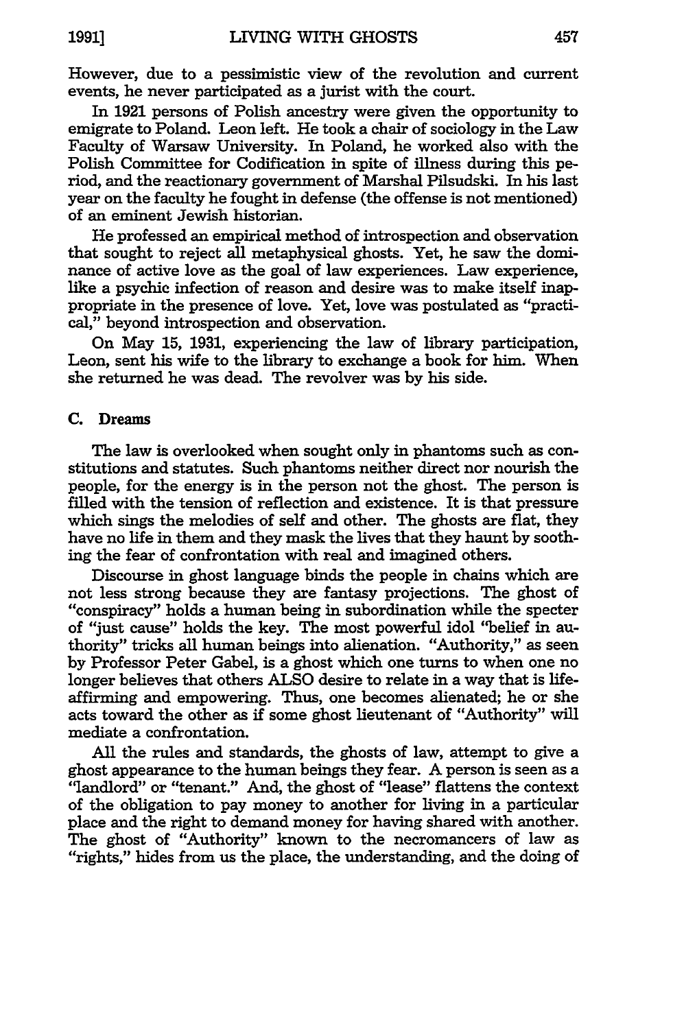However, due to a pessimistic view of the revolution and current events, he never participated as a jurist with the court.

In 1921 persons of Polish ancestry were given the opportunity to emigrate to Poland. Leon left. He took a chair of sociology in the Law Faculty of Warsaw University. In Poland, he worked also with the Polish Committee for Codification in spite of illness during this period, and the reactionary government of Marshal Pilsudski. In his last year on the faculty he fought in defense (the offense is not mentioned) of an eminent Jewish historian.

He professed an empirical method of introspection and observation that sought to reject all metaphysical ghosts. Yet, he saw the dominance of active love as the goal of law experiences. Law experience, like a psychic infection of reason and desire was to make itself inappropriate in the presence of love. Yet, love was postulated as "practical," beyond introspection and observation.

On May 15, 1931, experiencing the law of library participation, Leon, sent his wife to the library to exchange a book for him. When she returned he was dead. The revolver was by his side.

### C. Dreams

The law is overlooked when sought only in phantoms such as constitutions and statutes. Such phantoms neither direct nor nourish the people, for the energy is in the person not the ghost. The person is filled with the tension of reflection and existence. It is that pressure which sings the melodies of self and other. The ghosts are flat, they have no life in them and they mask the lives that they haunt by soothing the fear of confrontation with real and imagined others.

Discourse in ghost language binds the people in chains which are not less strong because they are fantasy projections. The ghost of "conspiracy" holds a human being in subordination while the specter of "just cause" holds the key. The most powerful idol "belief in authority" tricks all human beings into alienation. "Authority," as seen by Professor Peter Gabel, is a ghost which one turns to when one no longer believes that others ALSO desire to relate in a way that is life-affirming and empowering. Thus, one becomes alienated; he or she acts toward the other as if some ghost lieutenant of "Authority" will mediate a confrontation.

All the rules and standards, the ghosts of law, attempt to give a ghost appearance to the human beings they fear. A person is seen as a "landlord" or "tenant." And, the ghost of "lease" flattens the context of the obligation to pay money to another for living in a particular place and the right to demand money for having shared with another. The ghost of "Authority" known to the necromancers of law as "rights," hides from us the place, the understanding, and the doing of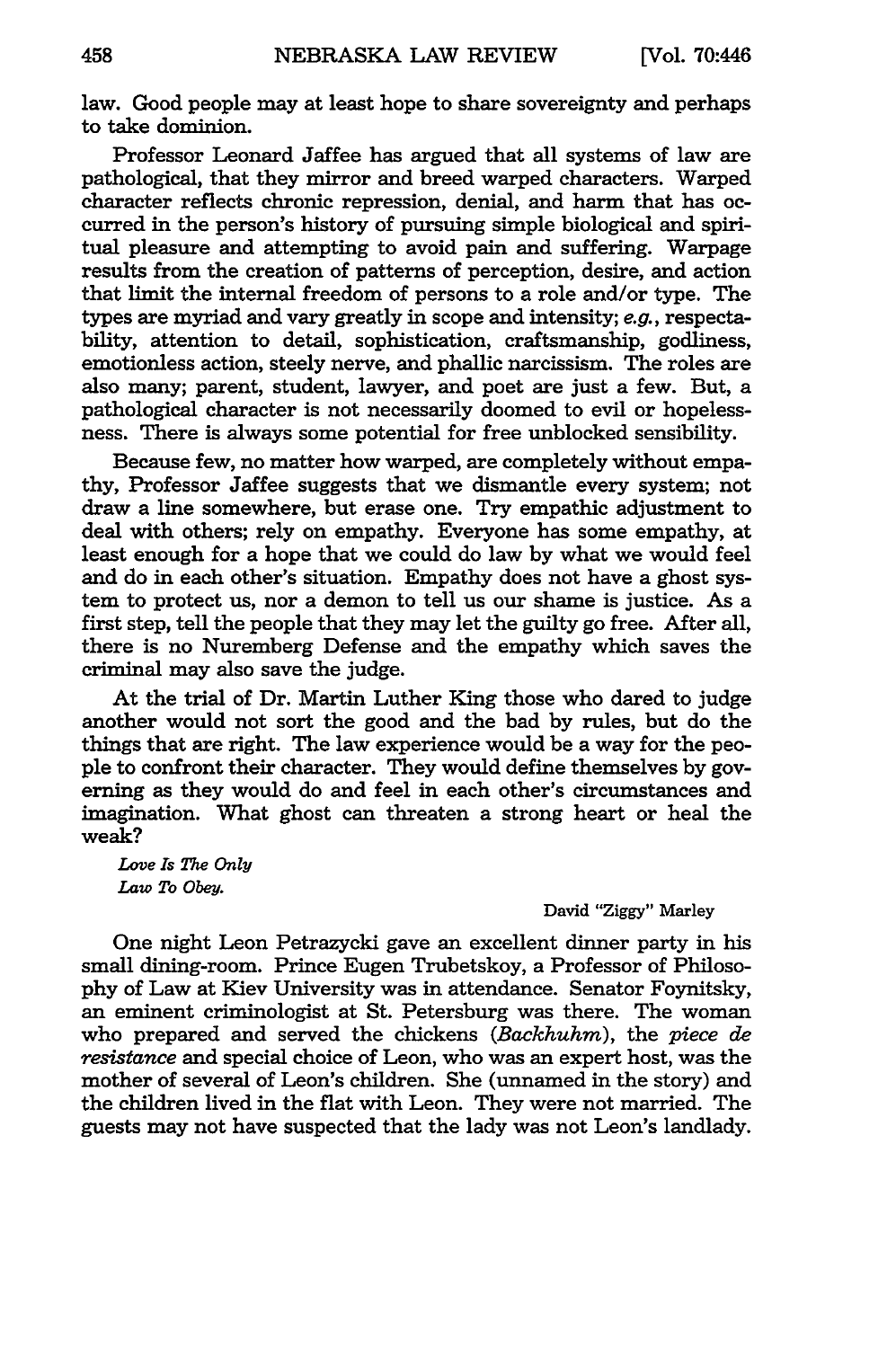law. Good people may at least hope to share sovereignty and perhaps to take dominion.

Professor Leonard Jaffee has argued that all systems of law are pathological, that they mirror and breed warped characters. Warped character reflects chronic repression, denial, and harm that has occurred in the person's history of pursuing simple biological and spiritual pleasure and attempting to avoid pain and suffering. Warpage results from the creation of patterns of perception, desire, and action that limit the internal freedom of persons to a role and/or type. The types are myriad and vary greatly in scope and intensity; *e.g.*, respectability, attention to detail, sophistication, craftsmanship, godliness, emotionless action, steely nerve, and phallic narcissism. The roles are also many; parent, student, lawyer, and poet are just a few. But, a pathological character is not necessarily doomed to evil or hopelessness. There is always some potential for free unblocked sensibility.

Because few, no matter how warped, are completely without empathy, Professor Jaffee suggests that we dismantle every system; not draw a line somewhere, but erase one. Try empathic adjustment to deal with others; rely on empathy. Everyone has some empathy, at least enough for a hope that we could do law by what we would feel and do in each other's situation. Empathy does not have a ghost system to protect us, nor a demon to tell us our shame is justice. As a first step, tell the people that they may let the guilty go free. After all, there is no Nuremberg Defense and the empathy which saves the criminal may also save the judge.

At the trial of Dr. Martin Luther King those who dared to judge another would not sort the good and the bad by rules, but do the things that are right. The law experience would be a way for the people to confront their character. They would define themselves by governing as they would do and feel in each other's circumstances and imagination. What ghost can threaten a strong heart or heal the weak?

*Love Is The Only*
*Law To Obey.*

David "Ziggy" Marley

One night Leon Petrazycki gave an excellent dinner party in his small dining-room. Prince Eugen Trubetskoy, a Professor of Philosophy of Law at Kiev University was in attendance. Senator Foynitsky, an eminent criminologist at St. Petersburg was there. The woman who prepared and served the chickens (*Backhuhm*), the *piece de resistance* and special choice of Leon, who was an expert host, was the mother of several of Leon's children. She (unnamed in the story) and the children lived in the flat with Leon. They were not married. The guests may not have suspected that the lady was not Leon's landlady.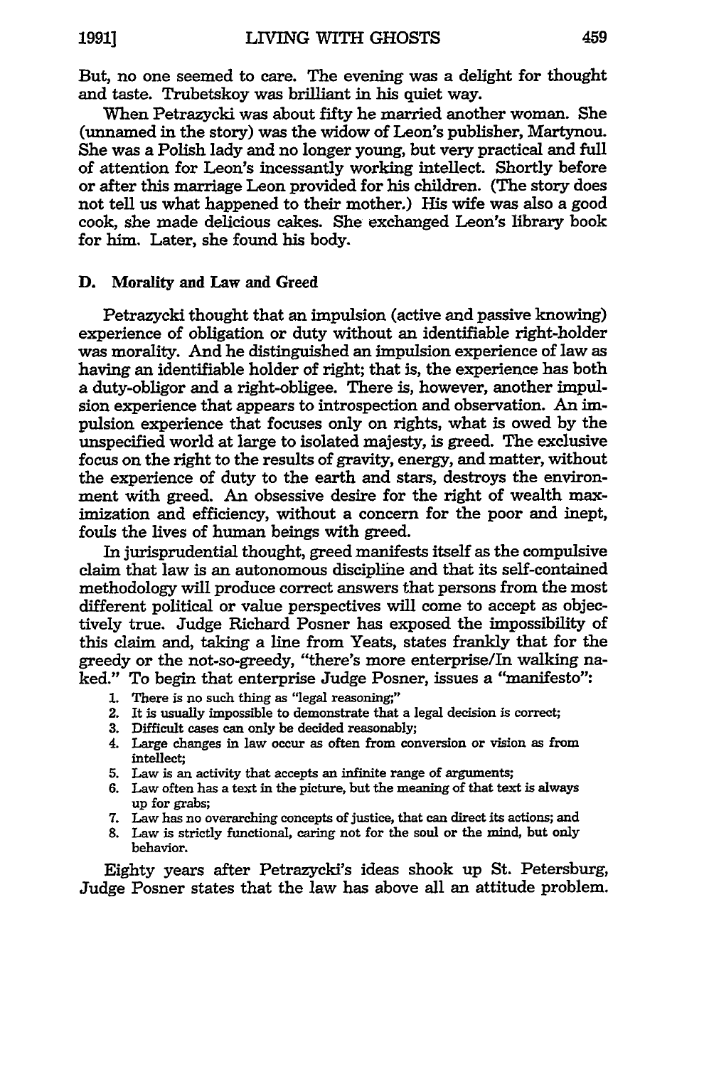But, no one seemed to care. The evening was a delight for thought and taste. Trubetskoy was brilliant in his quiet way.

When Petrazycki was about fifty he married another woman. She (unnamed in the story) was the widow of Leon's publisher, Martynou. She was a Polish lady and no longer young, but very practical and full of attention for Leon's incessantly working intellect. Shortly before or after this marriage Leon provided for his children. (The story does not tell us what happened to their mother.) His wife was also a good cook, she made delicious cakes. She exchanged Leon's library book for him. Later, she found his body.

### D. Morality and Law and Greed

Petrazycki thought that an impulsion (active and passive knowing) experience of obligation or duty without an identifiable right-holder was morality. And he distinguished an impulsion experience of law as having an identifiable holder of right; that is, the experience has both a duty-obligor and a right-obligee. There is, however, another impulsion experience that appears to introspection and observation. An impulsion experience that focuses only on rights, what is owed by the unspecified world at large to isolated majesty, is greed. The exclusive focus on the right to the results of gravity, energy, and matter, without the experience of duty to the earth and stars, destroys the environment with greed. An obsessive desire for the right of wealth maximization and efficiency, without a concern for the poor and inept, fouls the lives of human beings with greed.

In jurisprudential thought, greed manifests itself as the compulsive claim that law is an autonomous discipline and that its self-contained methodology will produce correct answers that persons from the most different political or value perspectives will come to accept as objectively true. Judge Richard Posner has exposed the impossibility of this claim and, taking a line from Yeats, states frankly that for the greedy or the not-so-greedy, "there's more enterprise/In walking naked." To begin that enterprise Judge Posner, issues a "manifesto":

1. There is no such thing as "legal reasoning;"
2. It is usually impossible to demonstrate that a legal decision is correct;
3. Difficult cases can only be decided reasonably;
4. Large changes in law occur as often from conversion or vision as from intellect;
5. Law is an activity that accepts an infinite range of arguments;
6. Law often has a text in the picture, but the meaning of that text is always up for grabs;
7. Law has no overarching concepts of justice, that can direct its actions; and
8. Law is strictly functional, caring not for the soul or the mind, but only behavior.

Eighty years after Petrazycki's ideas shook up St. Petersburg, Judge Posner states that the law has above all an attitude problem.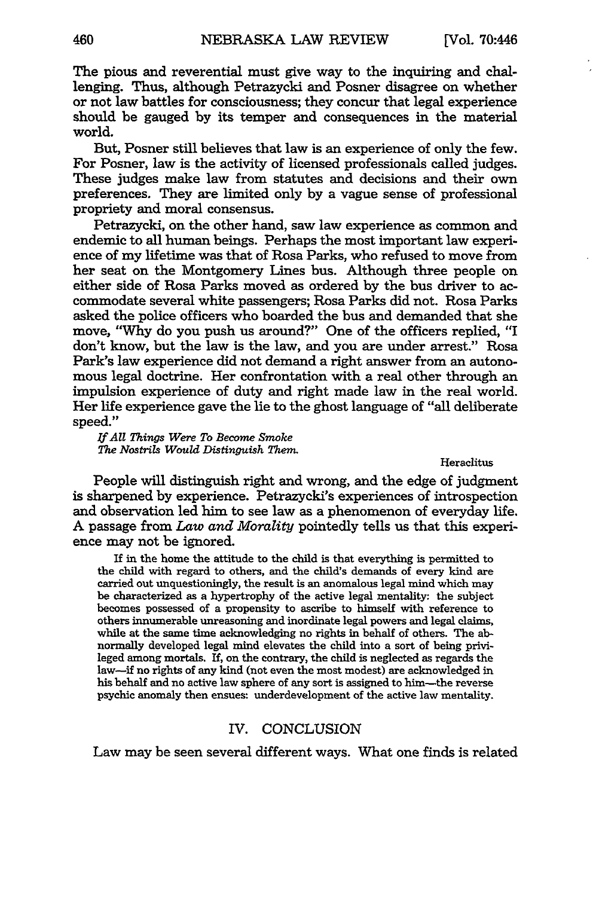The pious and reverential must give way to the inquiring and challenging. Thus, although Petrazycki and Posner disagree on whether or not law battles for consciousness; they concur that legal experience should be gauged by its temper and consequences in the material world.

But, Posner still believes that law is an experience of only the few. For Posner, law is the activity of licensed professionals called judges. These judges make law from statutes and decisions and their own preferences. They are limited only by a vague sense of professional propriety and moral consensus.

Petrazycki, on the other hand, saw law experience as common and endemic to all human beings. Perhaps the most important law experience of my lifetime was that of Rosa Parks, who refused to move from her seat on the Montgomery Lines bus. Although three people on either side of Rosa Parks moved as ordered by the bus driver to accommodate several white passengers; Rosa Parks did not. Rosa Parks asked the police officers who boarded the bus and demanded that she move, "Why do you push us around?" One of the officers replied, "I don't know, but the law is the law, and you are under arrest." Rosa Park's law experience did not demand a right answer from an autonomous legal doctrine. Her confrontation with a real other through an impulsion experience of duty and right made law in the real world. Her life experience gave the lie to the ghost language of "all deliberate speed."

*If All Things Were To Become Smoke*
*The Nostrils Would Distinguish Them.*

Heraclitus

People will distinguish right and wrong, and the edge of judgment is sharpened by experience. Petrazycki's experiences of introspection and observation led him to see law as a phenomenon of everyday life. A passage from *Law and Morality* pointedly tells us that this experience may not be ignored.

> If in the home the attitude to the child is that everything is permitted to the child with regard to others, and the child's demands of every kind are carried out unquestioningly, the result is an anomalous legal mind which may be characterized as a hypertrophy of the active legal mentality: the subject becomes possessed of a propensity to ascribe to himself with reference to others innumerable unreasoning and inordinate legal powers and legal claims, while at the same time acknowledging no rights in behalf of others. The abnormally developed legal mind elevates the child into a sort of being privileged among mortals. If, on the contrary, the child is neglected as regards the law—if no rights of any kind (not even the most modest) are acknowledged in his behalf and no active law sphere of any sort is assigned to him—the reverse psychic anomaly then ensues: underdevelopment of the active law mentality.

## IV. CONCLUSION

Law may be seen several different ways. What one finds is related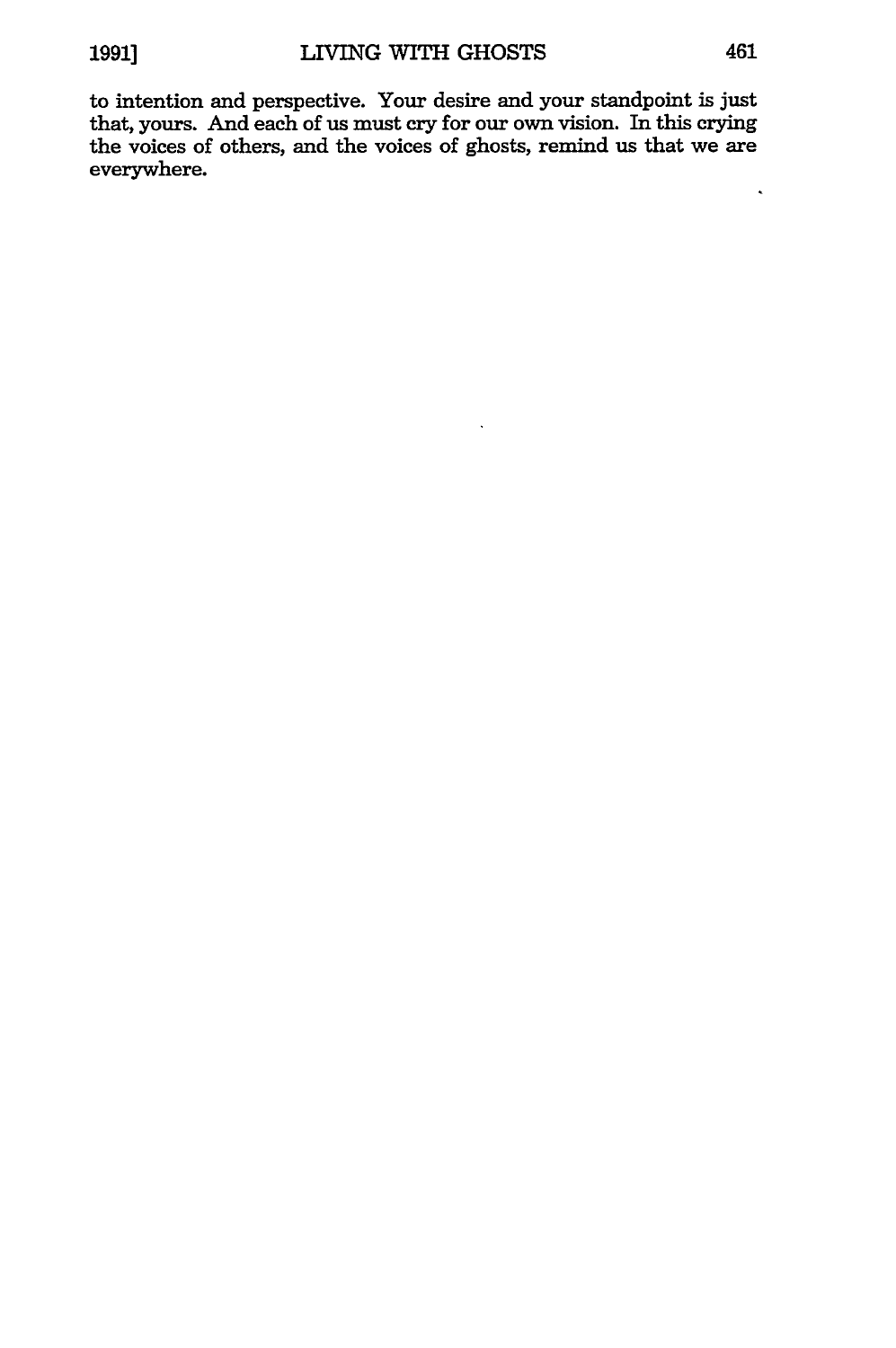to intention and perspective. Your desire and your standpoint is just that, yours. And each of us must cry for our own vision. In this crying the voices of others, and the voices of ghosts, remind us that we are everywhere.